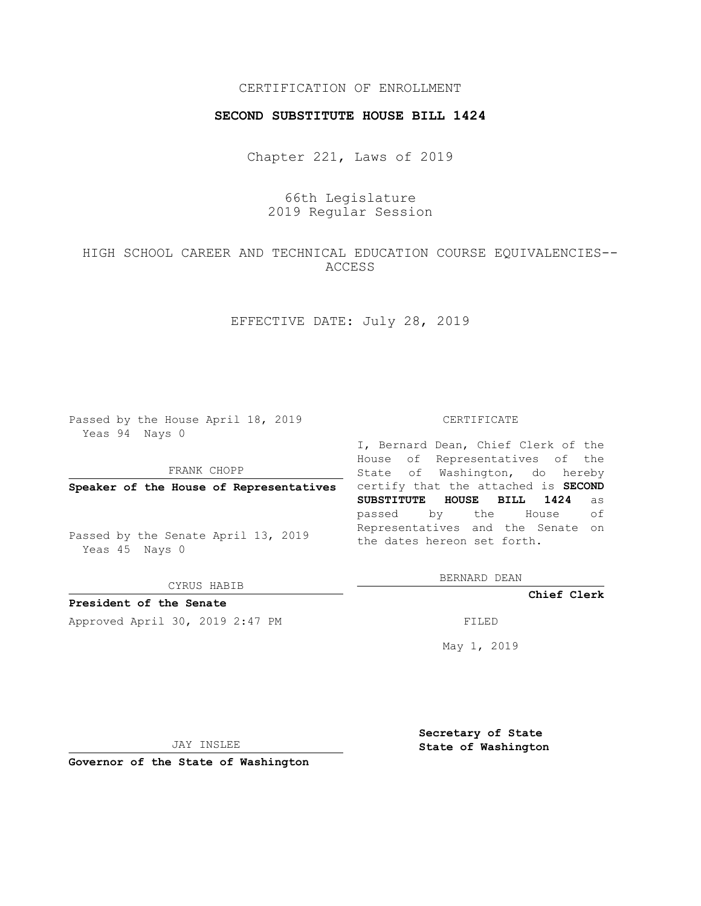CERTIFICATION OF ENROLLMENT

**SECOND SUBSTITUTE HOUSE BILL 1424**

Chapter 221, Laws of 2019

66th Legislature
2019 Regular Session

HIGH SCHOOL CAREER AND TECHNICAL EDUCATION COURSE EQUIVALENCIES--ACCESS

EFFECTIVE DATE: July 28, 2019

Passed by the House April 18, 2019
Yeas 94 Nays 0

FRANK CHOPP

**Speaker of the House of Representatives**

Passed by the Senate April 13, 2019
Yeas 45 Nays 0

CYRUS HABIB

**President of the Senate**

Approved April 30, 2019 2:47 PM

JAY INSLEE

**Governor of the State of Washington**

CERTIFICATE

I, Bernard Dean, Chief Clerk of the House of Representatives of the State of Washington, do hereby certify that the attached is **SECOND SUBSTITUTE HOUSE BILL 1424** as passed by the House of Representatives and the Senate on the dates hereon set forth.

BERNARD DEAN

**Chief Clerk**

FILED

May 1, 2019

**Secretary of State**
**State of Washington**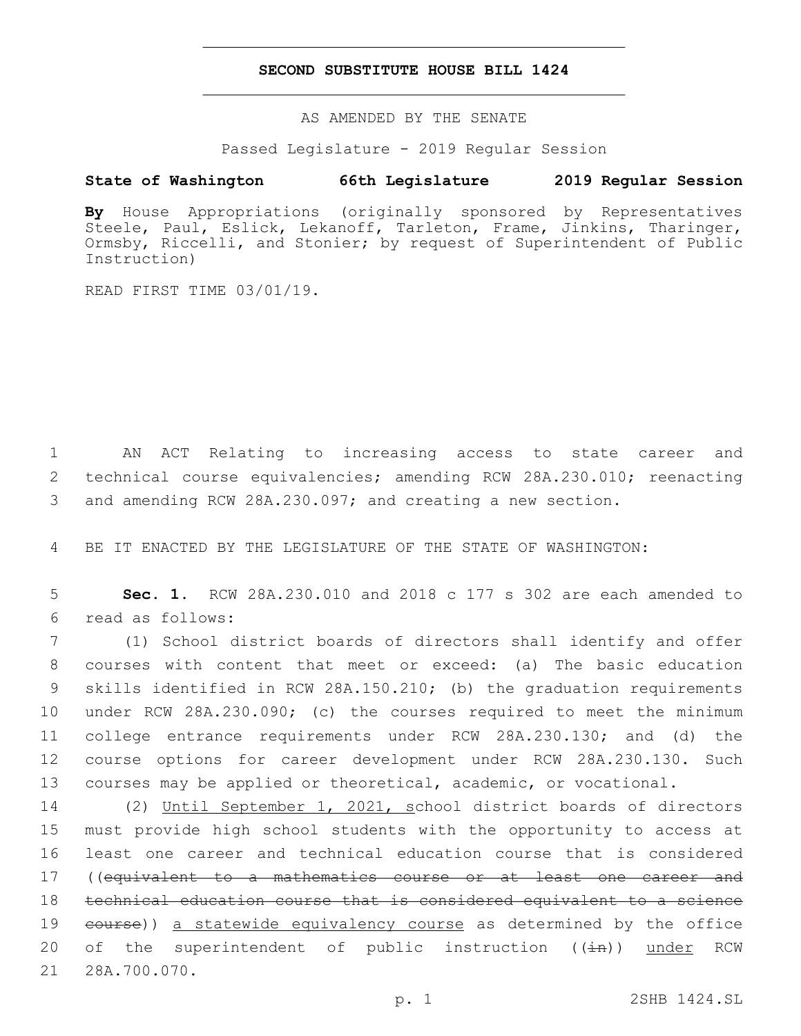# SECOND SUBSTITUTE HOUSE BILL 1424

AS AMENDED BY THE SENATE

Passed Legislature - 2019 Regular Session

**State of Washington 66th Legislature 2019 Regular Session**

**By** House Appropriations (originally sponsored by Representatives Steele, Paul, Eslick, Lekanoff, Tarleton, Frame, Jinkins, Tharinger, Ormsby, Riccelli, and Stonier; by request of Superintendent of Public Instruction)

READ FIRST TIME 03/01/19.

1 AN ACT Relating to increasing access to state career and 2 technical course equivalencies; amending RCW 28A.230.010; reenacting 3 and amending RCW 28A.230.097; and creating a new section.

4 BE IT ENACTED BY THE LEGISLATURE OF THE STATE OF WASHINGTON:

5 **Sec. 1.** RCW 28A.230.010 and 2018 c 177 s 302 are each amended to 6 read as follows:

7 (1) School district boards of directors shall identify and offer 8 courses with content that meet or exceed: (a) The basic education 9 skills identified in RCW 28A.150.210; (b) the graduation requirements 10 under RCW 28A.230.090; (c) the courses required to meet the minimum 11 college entrance requirements under RCW 28A.230.130; and (d) the 12 course options for career development under RCW 28A.230.130. Such 13 courses may be applied or theoretical, academic, or vocational.

14 (2) <u>Until September 1, 2021, s</u>chool district boards of directors 15 must provide high school students with the opportunity to access at 16 least one career and technical education course that is considered 17 ((~~equivalent to a mathematics course or at least one career and~~ 18 ~~technical education course that is considered equivalent to a science~~ 19 ~~course~~)) <u>a statewide equivalency course</u> as determined by the office 20 of the superintendent of public instruction ((~~in~~)) <u>under</u> RCW 21 28A.700.070.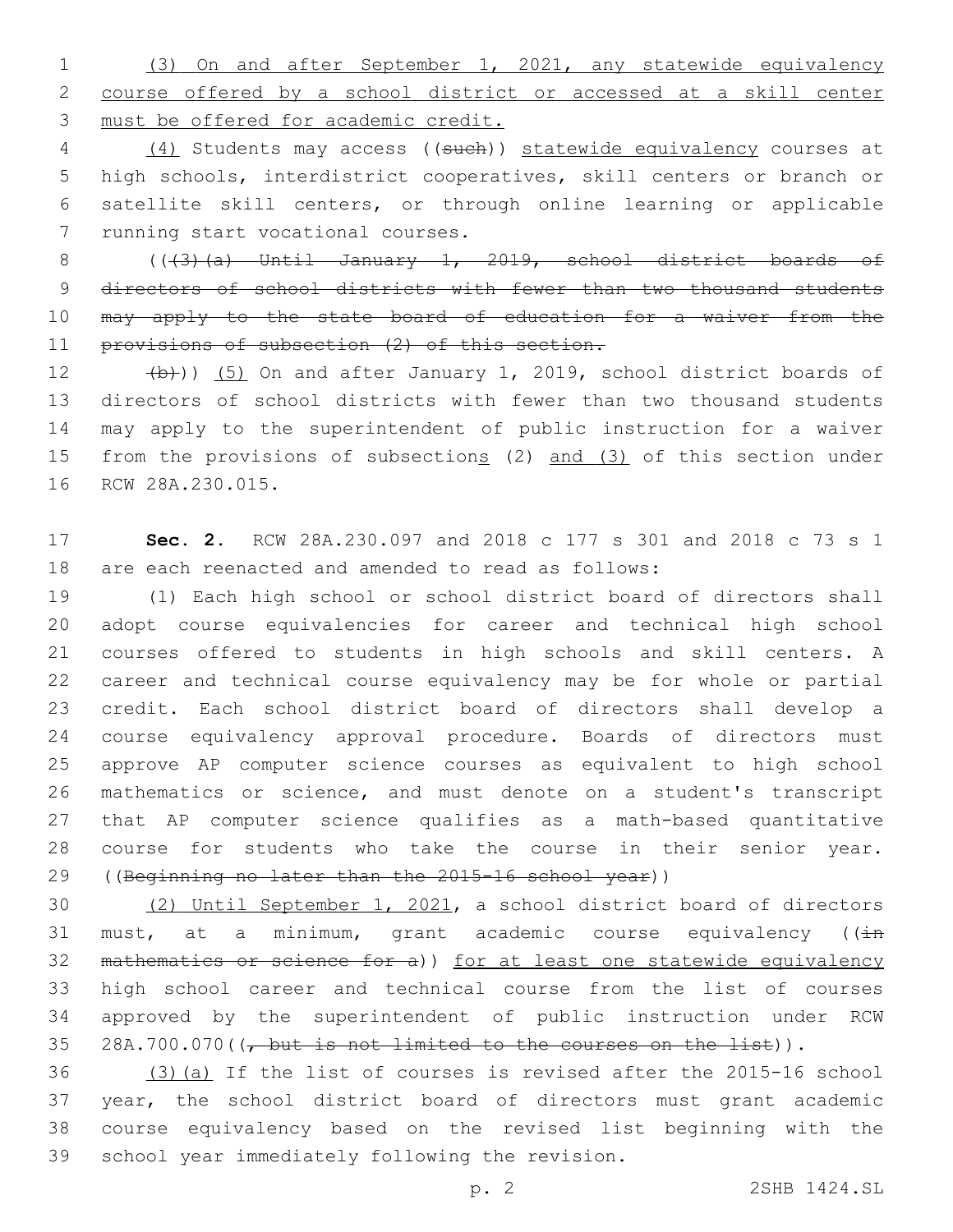(3) On and after September 1, 2021, any statewide equivalency course offered by a school district or accessed at a skill center must be offered for academic credit.

(4) Students may access ((~~such~~)) statewide equivalency courses at high schools, interdistrict cooperatives, skill centers or branch or satellite skill centers, or through online learning or applicable running start vocational courses.

((~~(3)(a) Until January 1, 2019, school district boards of directors of school districts with fewer than two thousand students may apply to the state board of education for a waiver from the provisions of subsection (2) of this section.~~

~~(b)~~)) (5) On and after January 1, 2019, school district boards of directors of school districts with fewer than two thousand students may apply to the superintendent of public instruction for a waiver from the provisions of subsections (2) and (3) of this section under RCW 28A.230.015.

**Sec. 2.** RCW 28A.230.097 and 2018 c 177 s 301 and 2018 c 73 s 1 are each reenacted and amended to read as follows:

(1) Each high school or school district board of directors shall adopt course equivalencies for career and technical high school courses offered to students in high schools and skill centers. A career and technical course equivalency may be for whole or partial credit. Each school district board of directors shall develop a course equivalency approval procedure. Boards of directors must approve AP computer science courses as equivalent to high school mathematics or science, and must denote on a student's transcript that AP computer science qualifies as a math-based quantitative course for students who take the course in their senior year. ((~~Beginning no later than the 2015-16 school year~~))

(2) Until September 1, 2021, a school district board of directors must, at a minimum, grant academic course equivalency ((~~in mathematics or science for a~~)) for at least one statewide equivalency high school career and technical course from the list of courses approved by the superintendent of public instruction under RCW 28A.700.070((~~, but is not limited to the courses on the list~~)).

(3)(a) If the list of courses is revised after the 2015-16 school year, the school district board of directors must grant academic course equivalency based on the revised list beginning with the school year immediately following the revision.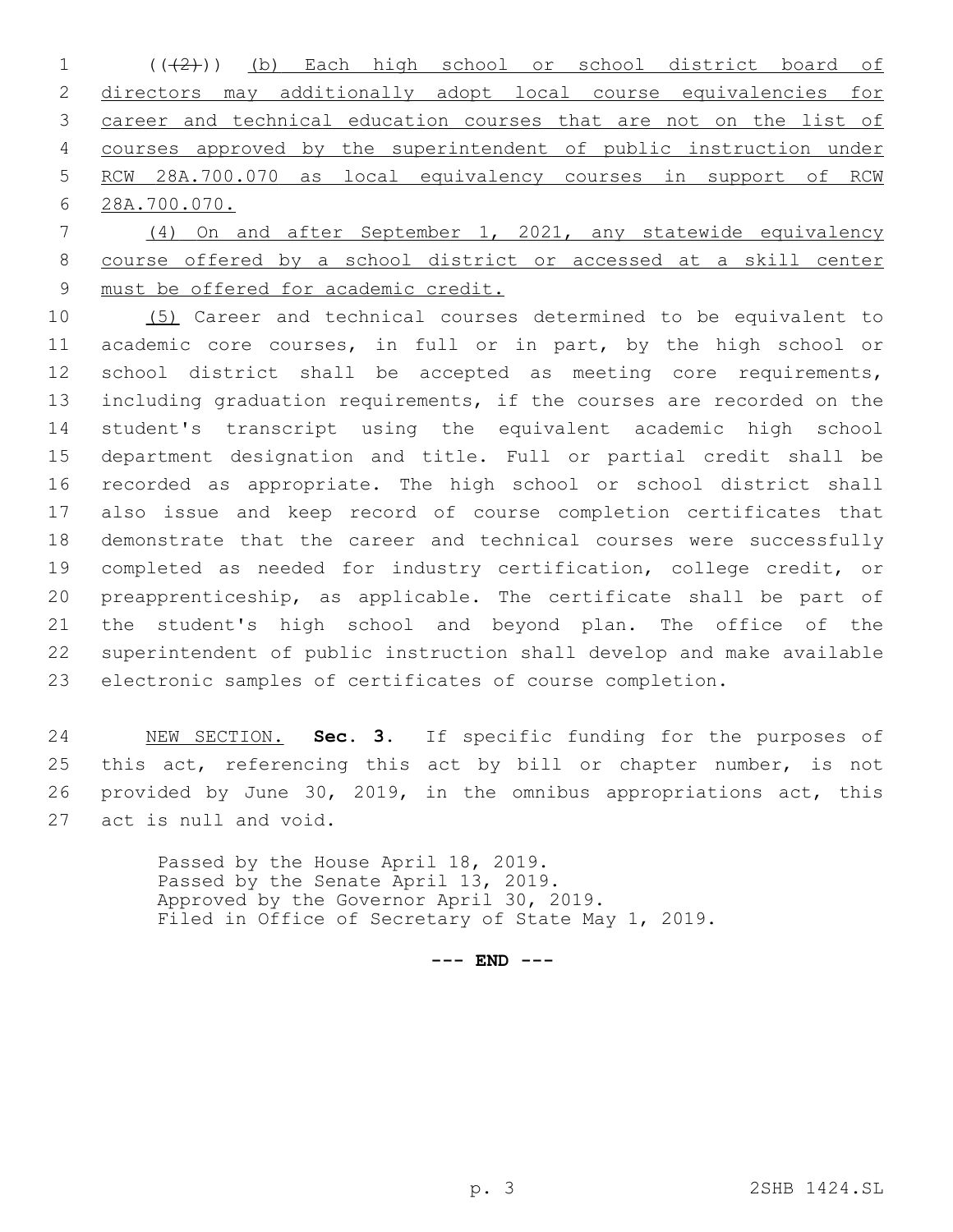((~~(2)~~)) (b) Each high school or school district board of directors may additionally adopt local course equivalencies for career and technical education courses that are not on the list of courses approved by the superintendent of public instruction under RCW 28A.700.070 as local equivalency courses in support of RCW 28A.700.070.

(4) On and after September 1, 2021, any statewide equivalency course offered by a school district or accessed at a skill center must be offered for academic credit.

(5) Career and technical courses determined to be equivalent to academic core courses, in full or in part, by the high school or school district shall be accepted as meeting core requirements, including graduation requirements, if the courses are recorded on the student's transcript using the equivalent academic high school department designation and title. Full or partial credit shall be recorded as appropriate. The high school or school district shall also issue and keep record of course completion certificates that demonstrate that the career and technical courses were successfully completed as needed for industry certification, college credit, or preapprenticeship, as applicable. The certificate shall be part of the student's high school and beyond plan. The office of the superintendent of public instruction shall develop and make available electronic samples of certificates of course completion.

NEW SECTION. **Sec. 3.** If specific funding for the purposes of this act, referencing this act by bill or chapter number, is not provided by June 30, 2019, in the omnibus appropriations act, this act is null and void.

Passed by the House April 18, 2019.
Passed by the Senate April 13, 2019.
Approved by the Governor April 30, 2019.
Filed in Office of Secretary of State May 1, 2019.

**--- END ---**